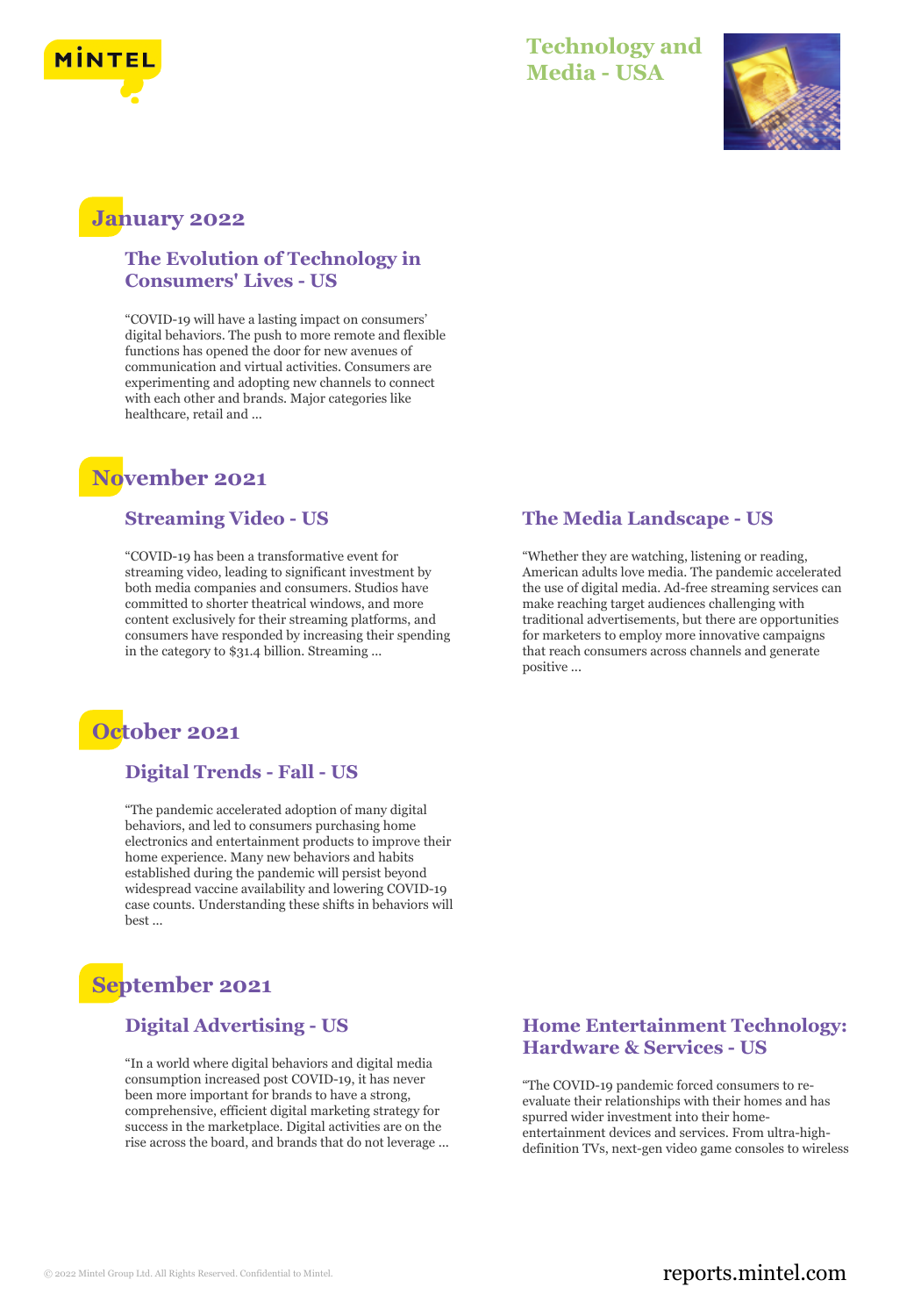# Technology and Media - USA

## January 2022

### The Evolution of Technology in Consumers' Lives - US

"COVID-19 will have a lasting impact on consumers' digital behaviors. The push to more remote and flexible functions has opened the door for new avenues of communication and virtual activities. Consumers are experimenting and adopting new channels to connect with each other and brands. Major categories like healthcare, retail and ...

## November 2021

### Streaming Video - US

"COVID-19 has been a transformative event for streaming video, leading to significant investment by both media companies and consumers. Studios have committed to shorter theatrical windows, and more content exclusively for their streaming platforms, and consumers have responded by increasing their spending in the category to $31.4 billion. Streaming ...

### The Media Landscape - US

"Whether they are watching, listening or reading, American adults love media. The pandemic accelerated the use of digital media. Ad-free streaming services can make reaching target audiences challenging with traditional advertisements, but there are opportunities for marketers to employ more innovative campaigns that reach consumers across channels and generate positive ...

## October 2021

### Digital Trends - Fall - US

"The pandemic accelerated adoption of many digital behaviors, and led to consumers purchasing home electronics and entertainment products to improve their home experience. Many new behaviors and habits established during the pandemic will persist beyond widespread vaccine availability and lowering COVID-19 case counts. Understanding these shifts in behaviors will best ...

## September 2021

### Digital Advertising - US

"In a world where digital behaviors and digital media consumption increased post COVID-19, it has never been more important for brands to have a strong, comprehensive, efficient digital marketing strategy for success in the marketplace. Digital activities are on the rise across the board, and brands that do not leverage ...

### Home Entertainment Technology: Hardware & Services - US

"The COVID-19 pandemic forced consumers to re-evaluate their relationships with their homes and has spurred wider investment into their home-entertainment devices and services. From ultra-high-definition TVs, next-gen video game consoles to wireless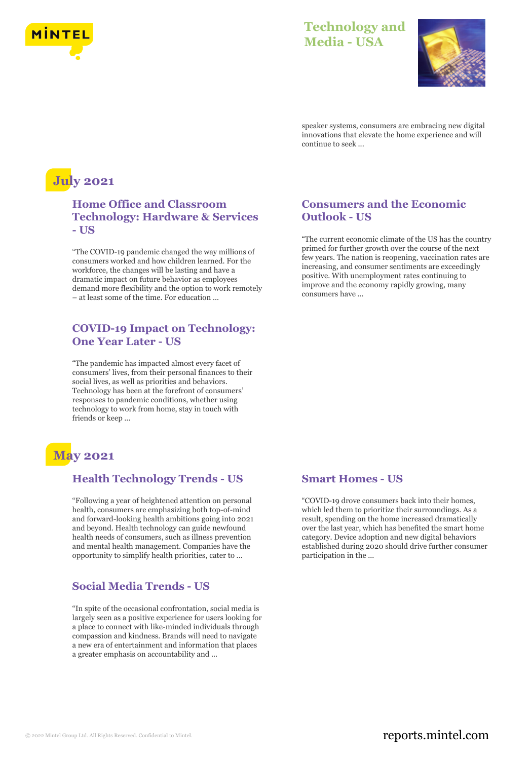speaker systems, consumers are embracing new digital innovations that elevate the home experience and will continue to seek ...

## July 2021

### Home Office and Classroom Technology: Hardware & Services - US

"The COVID-19 pandemic changed the way millions of consumers worked and how children learned. For the workforce, the changes will be lasting and have a dramatic impact on future behavior as employees demand more flexibility and the option to work remotely – at least some of the time. For education ...

### COVID-19 Impact on Technology: One Year Later - US

"The pandemic has impacted almost every facet of consumers' lives, from their personal finances to their social lives, as well as priorities and behaviors. Technology has been at the forefront of consumers' responses to pandemic conditions, whether using technology to work from home, stay in touch with friends or keep ...

### Consumers and the Economic Outlook - US

"The current economic climate of the US has the country primed for further growth over the course of the next few years. The nation is reopening, vaccination rates are increasing, and consumer sentiments are exceedingly positive. With unemployment rates continuing to improve and the economy rapidly growing, many consumers have ...

## May 2021

### Health Technology Trends - US

"Following a year of heightened attention on personal health, consumers are emphasizing both top-of-mind and forward-looking health ambitions going into 2021 and beyond. Health technology can guide newfound health needs of consumers, such as illness prevention and mental health management. Companies have the opportunity to simplify health priorities, cater to ...

### Social Media Trends - US

"In spite of the occasional confrontation, social media is largely seen as a positive experience for users looking for a place to connect with like-minded individuals through compassion and kindness. Brands will need to navigate a new era of entertainment and information that places a greater emphasis on accountability and ...

### Smart Homes - US

"COVID-19 drove consumers back into their homes, which led them to prioritize their surroundings. As a result, spending on the home increased dramatically over the last year, which has benefited the smart home category. Device adoption and new digital behaviors established during 2020 should drive further consumer participation in the ...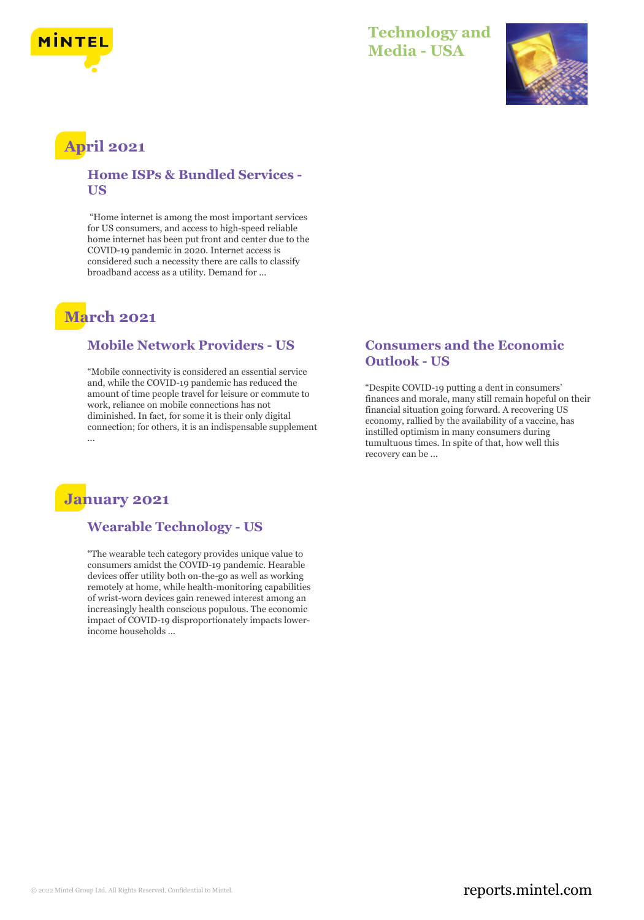## April 2021

### Home ISPs & Bundled Services - US

"Home internet is among the most important services for US consumers, and access to high-speed reliable home internet has been put front and center due to the COVID-19 pandemic in 2020. Internet access is considered such a necessity there are calls to classify broadband access as a utility. Demand for ...

## March 2021

### Mobile Network Providers - US

"Mobile connectivity is considered an essential service and, while the COVID-19 pandemic has reduced the amount of time people travel for leisure or commute to work, reliance on mobile connections has not diminished. In fact, for some it is their only digital connection; for others, it is an indispensable supplement ...

### Consumers and the Economic Outlook - US

"Despite COVID-19 putting a dent in consumers' finances and morale, many still remain hopeful on their financial situation going forward. A recovering US economy, rallied by the availability of a vaccine, has instilled optimism in many consumers during tumultuous times. In spite of that, how well this recovery can be ...

## January 2021

### Wearable Technology - US

"The wearable tech category provides unique value to consumers amidst the COVID-19 pandemic. Hearable devices offer utility both on-the-go as well as working remotely at home, while health-monitoring capabilities of wrist-worn devices gain renewed interest among an increasingly health conscious populous. The economic impact of COVID-19 disproportionately impacts lower-income households ...